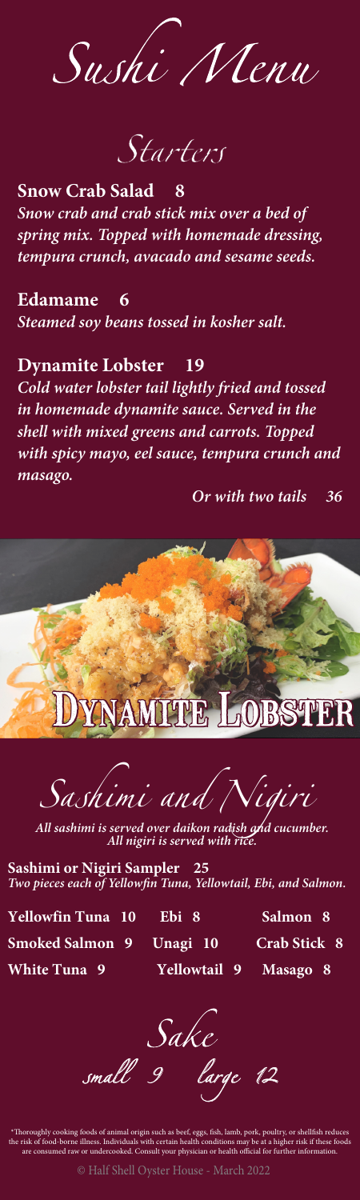# Sushi Menu

## Starters

**Snow Crab Salad 8**
*Snow crab and crab stick mix over a bed of spring mix. Topped with homemade dressing, tempura crunch, avacado and sesame seeds.*

**Edamame 6**
*Steamed soy beans tossed in kosher salt.*

**Dynamite Lobster 19**
*Cold water lobster tail lightly fried and tossed in homemade dynamite sauce. Served in the shell with mixed greens and carrots. Topped with spicy mayo, eel sauce, tempura crunch and masago.*

*Or with two tails 36*

DYNAMITE LOBSTER

## Sashimi and Nigiri

*All sashimi is served over daikon radish and cucumber.*
*All nigiri is served with rice.*

**Sashimi or Nigiri Sampler 25**
*Two pieces each of Yellowfin Tuna, Yellowtail, Ebi, and Salmon.*

| | | |
|---|---|---|
| **Yellowfin Tuna 10** | **Ebi 8** | **Salmon 8** |
| **Smoked Salmon 9** | **Unagi 10** | **Crab Stick 8** |
| **White Tuna 9** | **Yellowtail 9** | **Masago 8** |

## Sake

small 9 large 12

*Thoroughly cooking foods of animal origin such as beef, eggs, fish, lamb, pork, poultry, or shellfish reduces the risk of food-borne illness. Individuals with certain health conditions may be at a higher risk if these foods are consumed raw or undercooked. Consult your physician or health official for further information.

© Half Shell Oyster House - March 2022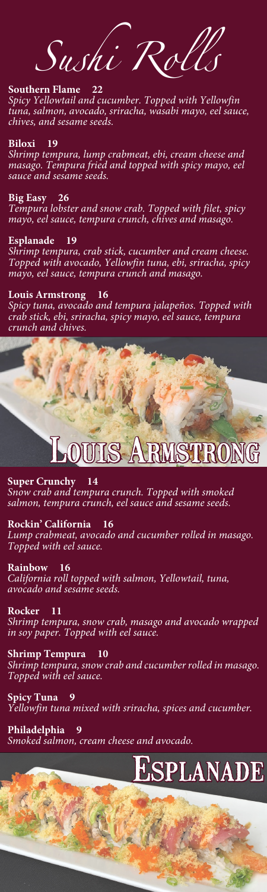# Sushi Rolls

**Southern Flame 22**
*Spicy Yellowtail and cucumber. Topped with Yellowfin tuna, salmon, avocado, sriracha, wasabi mayo, eel sauce, chives, and sesame seeds.*

**Biloxi 19**
*Shrimp tempura, lump crabmeat, ebi, cream cheese and masago. Tempura fried and topped with spicy mayo, eel sauce and sesame seeds.*

**Big Easy 26**
*Tempura lobster and snow crab. Topped with filet, spicy mayo, eel sauce, tempura crunch, chives and masago.*

**Esplanade 19**
*Shrimp tempura, crab stick, cucumber and cream cheese. Topped with avocado, Yellowfin tuna, ebi, sriracha, spicy mayo, eel sauce, tempura crunch and masago.*

**Louis Armstrong 16**
*Spicy tuna, avocado and tempura jalapeños. Topped with crab stick, ebi, sriracha, spicy mayo, eel sauce, tempura crunch and chives.*

Louis Armstrong

**Super Crunchy 14**
*Snow crab and tempura crunch. Topped with smoked salmon, tempura crunch, eel sauce and sesame seeds.*

**Rockin' California 16**
*Lump crabmeat, avocado and cucumber rolled in masago. Topped with eel sauce.*

**Rainbow 16**
*California roll topped with salmon, Yellowtail, tuna, avocado and sesame seeds.*

**Rocker 11**
*Shrimp tempura, snow crab, masago and avocado wrapped in soy paper. Topped with eel sauce.*

**Shrimp Tempura 10**
*Shrimp tempura, snow crab and cucumber rolled in masago. Topped with eel sauce.*

**Spicy Tuna 9**
*Yellowfin tuna mixed with sriracha, spices and cucumber.*

**Philadelphia 9**
*Smoked salmon, cream cheese and avocado.*

Esplanade